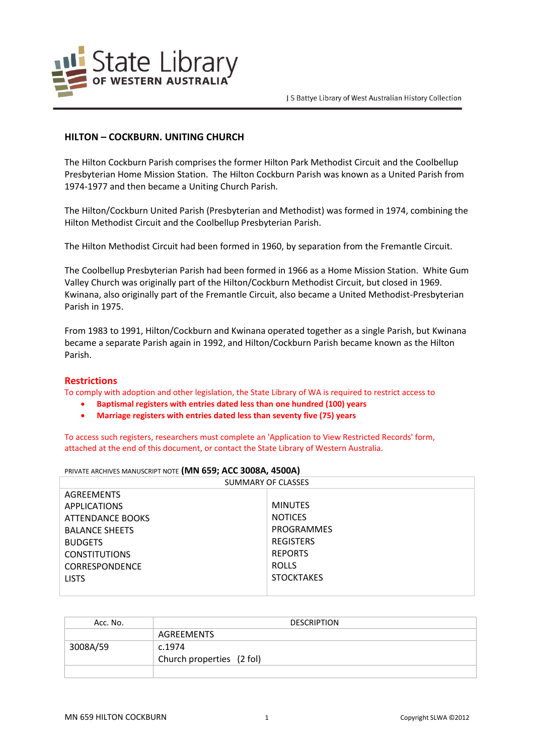State Library OF WESTERN AUSTRALIA

J S Battye Library of West Australian History Collection

## HILTON – COCKBURN. UNITING CHURCH

The Hilton Cockburn Parish comprises the former Hilton Park Methodist Circuit and the Coolbellup Presbyterian Home Mission Station. The Hilton Cockburn Parish was known as a United Parish from 1974-1977 and then became a Uniting Church Parish.

The Hilton/Cockburn United Parish (Presbyterian and Methodist) was formed in 1974, combining the Hilton Methodist Circuit and the Coolbellup Presbyterian Parish.

The Hilton Methodist Circuit had been formed in 1960, by separation from the Fremantle Circuit.

The Coolbellup Presbyterian Parish had been formed in 1966 as a Home Mission Station. White Gum Valley Church was originally part of the Hilton/Cockburn Methodist Circuit, but closed in 1969. Kwinana, also originally part of the Fremantle Circuit, also became a United Methodist-Presbyterian Parish in 1975.

From 1983 to 1991, Hilton/Cockburn and Kwinana operated together as a single Parish, but Kwinana became a separate Parish again in 1992, and Hilton/Cockburn Parish became known as the Hilton Parish.

### Restrictions

To comply with adoption and other legislation, the State Library of WA is required to restrict access to

- **Baptismal registers with entries dated less than one hundred (100) years**
- **Marriage registers with entries dated less than seventy five (75) years**

To access such registers, researchers must complete an 'Application to View Restricted Records' form, attached at the end of this document, or contact the State Library of Western Australia.

PRIVATE ARCHIVES MANUSCRIPT NOTE **(MN 659; ACC 3008A, 4500A)**

| SUMMARY OF CLASSES | |
|---|---|
| AGREEMENTS | MINUTES |
| APPLICATIONS | NOTICES |
| ATTENDANCE BOOKS | PROGRAMMES |
| BALANCE SHEETS | REGISTERS |
| BUDGETS | REPORTS |
| CONSTITUTIONS | ROLLS |
| CORRESPONDENCE | STOCKTAKES |
| LISTS | |

| Acc. No. | DESCRIPTION |
|---|---|
| | AGREEMENTS |
| 3008A/59 | c.1974<br>Church properties (2 fol) |
| | |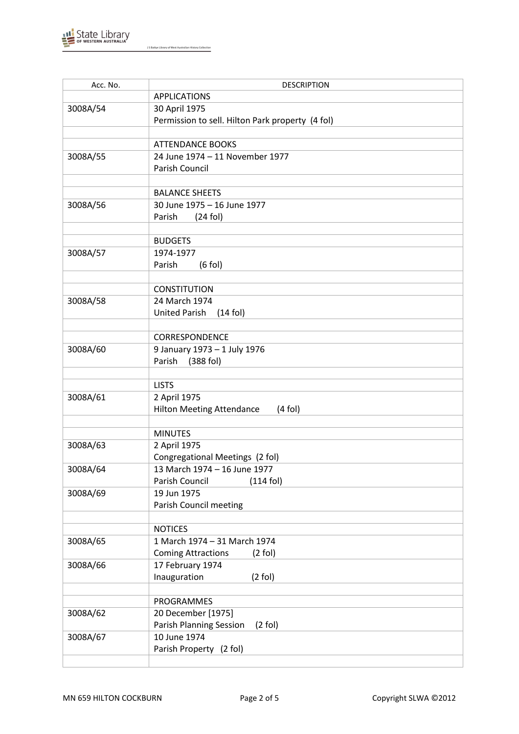| Acc. No. | DESCRIPTION |
|---|---|
| | APPLICATIONS |
| 3008A/54 | 30 April 1975<br>Permission to sell. Hilton Park property (4 fol) |
| | |
| | ATTENDANCE BOOKS |
| 3008A/55 | 24 June 1974 – 11 November 1977<br>Parish Council |
| | |
| | BALANCE SHEETS |
| 3008A/56 | 30 June 1975 – 16 June 1977<br>Parish (24 fol) |
| | |
| | BUDGETS |
| 3008A/57 | 1974-1977<br>Parish (6 fol) |
| | |
| | CONSTITUTION |
| 3008A/58 | 24 March 1974<br>United Parish (14 fol) |
| | |
| | CORRESPONDENCE |
| 3008A/60 | 9 January 1973 – 1 July 1976<br>Parish (388 fol) |
| | |
| | LISTS |
| 3008A/61 | 2 April 1975<br>Hilton Meeting Attendance (4 fol) |
| | |
| | MINUTES |
| 3008A/63 | 2 April 1975<br>Congregational Meetings (2 fol) |
| 3008A/64 | 13 March 1974 – 16 June 1977<br>Parish Council (114 fol) |
| 3008A/69 | 19 Jun 1975<br>Parish Council meeting |
| | |
| | NOTICES |
| 3008A/65 | 1 March 1974 – 31 March 1974<br>Coming Attractions (2 fol) |
| 3008A/66 | 17 February 1974<br>Inauguration (2 fol) |
| | |
| | PROGRAMMES |
| 3008A/62 | 20 December [1975]<br>Parish Planning Session (2 fol) |
| 3008A/67 | 10 June 1974<br>Parish Property (2 fol) |
| | |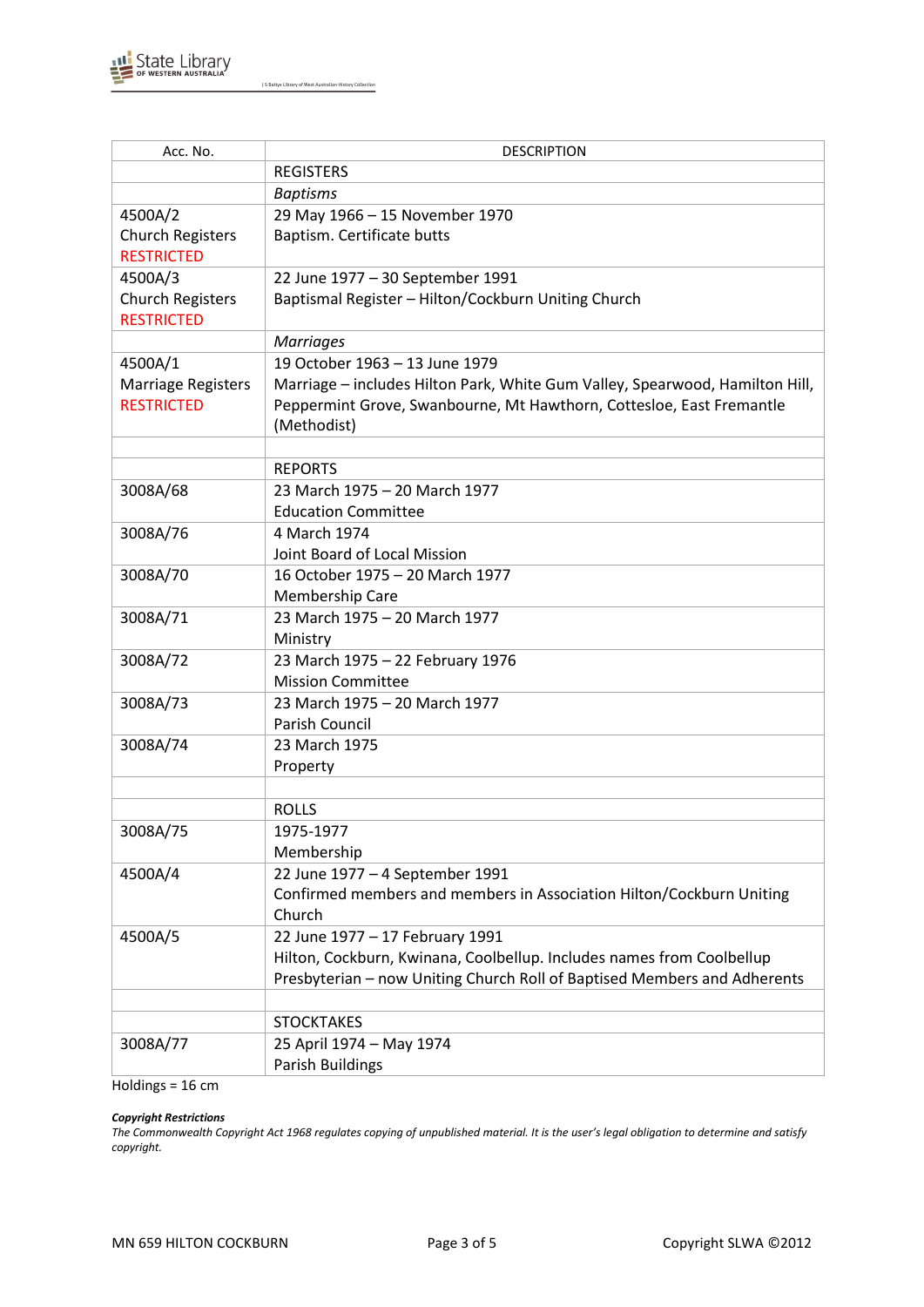| Acc. No. | DESCRIPTION |
|---|---|
| | REGISTERS |
| | *Baptisms* |
| 4500A/2<br>Church Registers<br>RESTRICTED | 29 May 1966 – 15 November 1970<br>Baptism. Certificate butts |
| 4500A/3<br>Church Registers<br>RESTRICTED | 22 June 1977 – 30 September 1991<br>Baptismal Register – Hilton/Cockburn Uniting Church |
| | *Marriages* |
| 4500A/1<br>Marriage Registers<br>RESTRICTED | 19 October 1963 – 13 June 1979<br>Marriage – includes Hilton Park, White Gum Valley, Spearwood, Hamilton Hill, Peppermint Grove, Swanbourne, Mt Hawthorn, Cottesloe, East Fremantle (Methodist) |
| | |
| | REPORTS |
| 3008A/68 | 23 March 1975 – 20 March 1977<br>Education Committee |
| 3008A/76 | 4 March 1974<br>Joint Board of Local Mission |
| 3008A/70 | 16 October 1975 – 20 March 1977<br>Membership Care |
| 3008A/71 | 23 March 1975 – 20 March 1977<br>Ministry |
| 3008A/72 | 23 March 1975 – 22 February 1976<br>Mission Committee |
| 3008A/73 | 23 March 1975 – 20 March 1977<br>Parish Council |
| 3008A/74 | 23 March 1975<br>Property |
| | |
| | ROLLS |
| 3008A/75 | 1975-1977<br>Membership |
| 4500A/4 | 22 June 1977 – 4 September 1991<br>Confirmed members and members in Association Hilton/Cockburn Uniting Church |
| 4500A/5 | 22 June 1977 – 17 February 1991<br>Hilton, Cockburn, Kwinana, Coolbellup. Includes names from Coolbellup Presbyterian – now Uniting Church Roll of Baptised Members and Adherents |
| | |
| | STOCKTAKES |
| 3008A/77 | 25 April 1974 – May 1974<br>Parish Buildings |

Holdings = 16 cm

***Copyright Restrictions***

*The Commonwealth Copyright Act 1968 regulates copying of unpublished material. It is the user's legal obligation to determine and satisfy copyright.*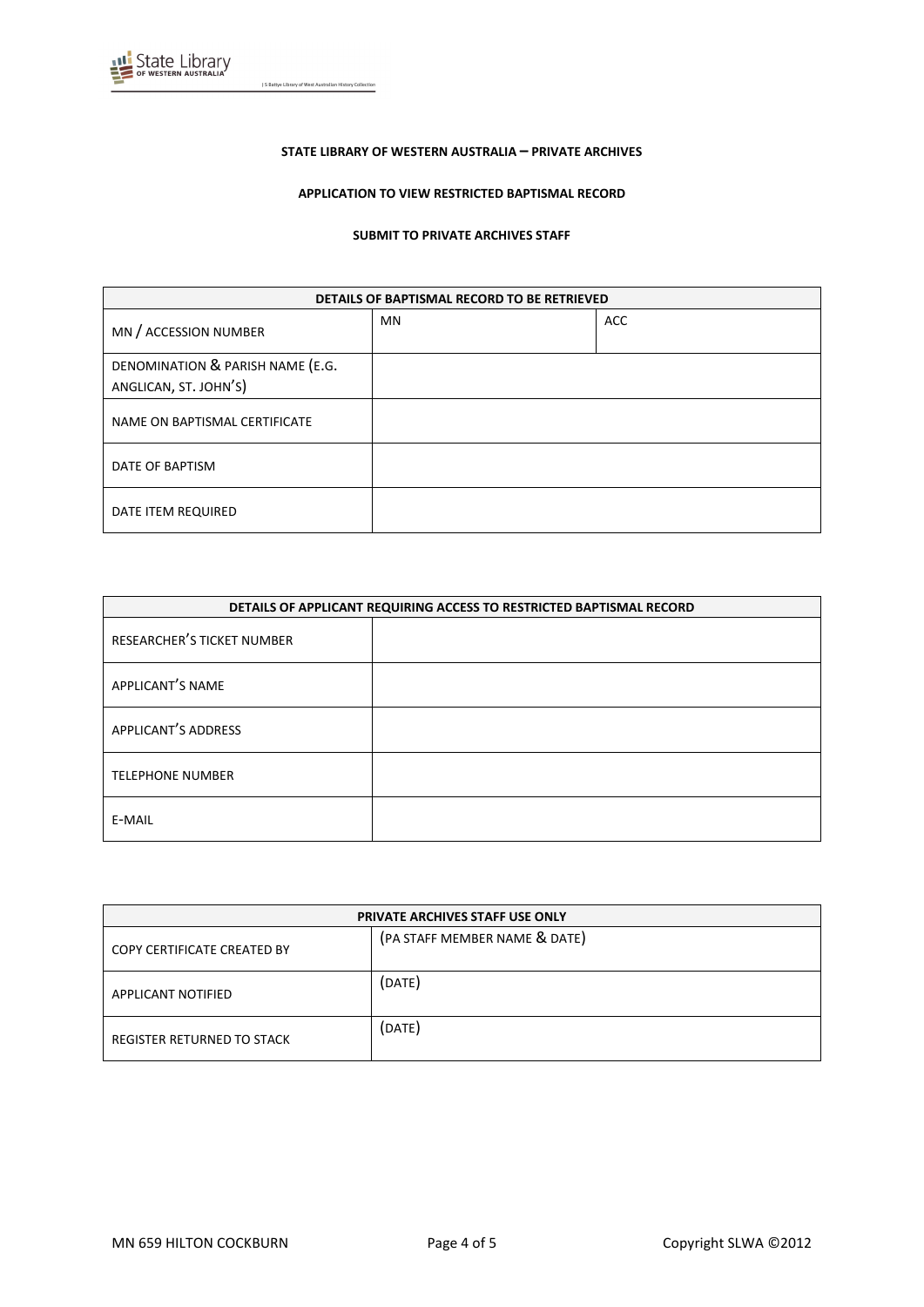**STATE LIBRARY OF WESTERN AUSTRALIA – PRIVATE ARCHIVES**

**APPLICATION TO VIEW RESTRICTED BAPTISMAL RECORD**

**SUBMIT TO PRIVATE ARCHIVES STAFF**

| DETAILS OF BAPTISMAL RECORD TO BE RETRIEVED | | |
|---|---|---|
| MN / ACCESSION NUMBER | MN | ACC |
| DENOMINATION & PARISH NAME (E.G. ANGLICAN, ST. JOHN'S) | | |
| NAME ON BAPTISMAL CERTIFICATE | | |
| DATE OF BAPTISM | | |
| DATE ITEM REQUIRED | | |

| DETAILS OF APPLICANT REQUIRING ACCESS TO RESTRICTED BAPTISMAL RECORD | |
|---|---|
| RESEARCHER'S TICKET NUMBER | |
| APPLICANT'S NAME | |
| APPLICANT'S ADDRESS | |
| TELEPHONE NUMBER | |
| E-MAIL | |

| PRIVATE ARCHIVES STAFF USE ONLY | |
|---|---|
| COPY CERTIFICATE CREATED BY | (PA STAFF MEMBER NAME & DATE) |
| APPLICANT NOTIFIED | (DATE) |
| REGISTER RETURNED TO STACK | (DATE) |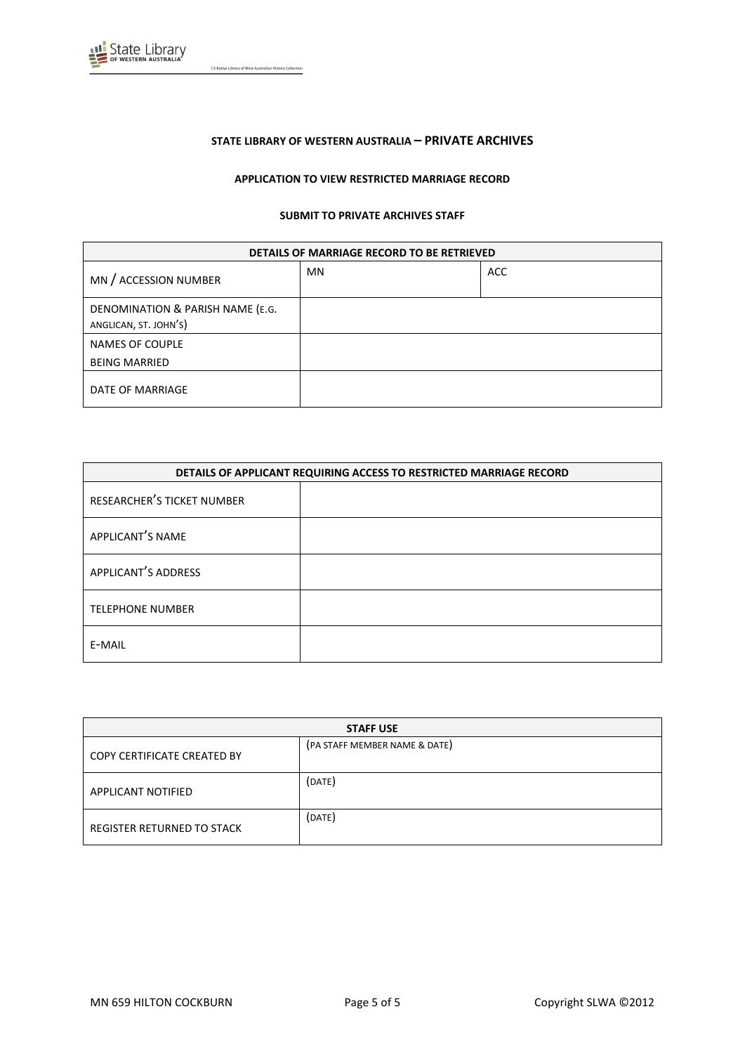**STATE LIBRARY OF WESTERN AUSTRALIA – PRIVATE ARCHIVES**

**APPLICATION TO VIEW RESTRICTED MARRIAGE RECORD**

**SUBMIT TO PRIVATE ARCHIVES STAFF**

| DETAILS OF MARRIAGE RECORD TO BE RETRIEVED | | |
|---|---|---|
| MN / ACCESSION NUMBER | MN | ACC |
| DENOMINATION & PARISH NAME (E.G. ANGLICAN, ST. JOHN'S) | | |
| NAMES OF COUPLE BEING MARRIED | | |
| DATE OF MARRIAGE | | |

| DETAILS OF APPLICANT REQUIRING ACCESS TO RESTRICTED MARRIAGE RECORD | |
|---|---|
| RESEARCHER'S TICKET NUMBER | |
| APPLICANT'S NAME | |
| APPLICANT'S ADDRESS | |
| TELEPHONE NUMBER | |
| E-MAIL | |

| STAFF USE | |
|---|---|
| COPY CERTIFICATE CREATED BY | (PA STAFF MEMBER NAME & DATE) |
| APPLICANT NOTIFIED | (DATE) |
| REGISTER RETURNED TO STACK | (DATE) |